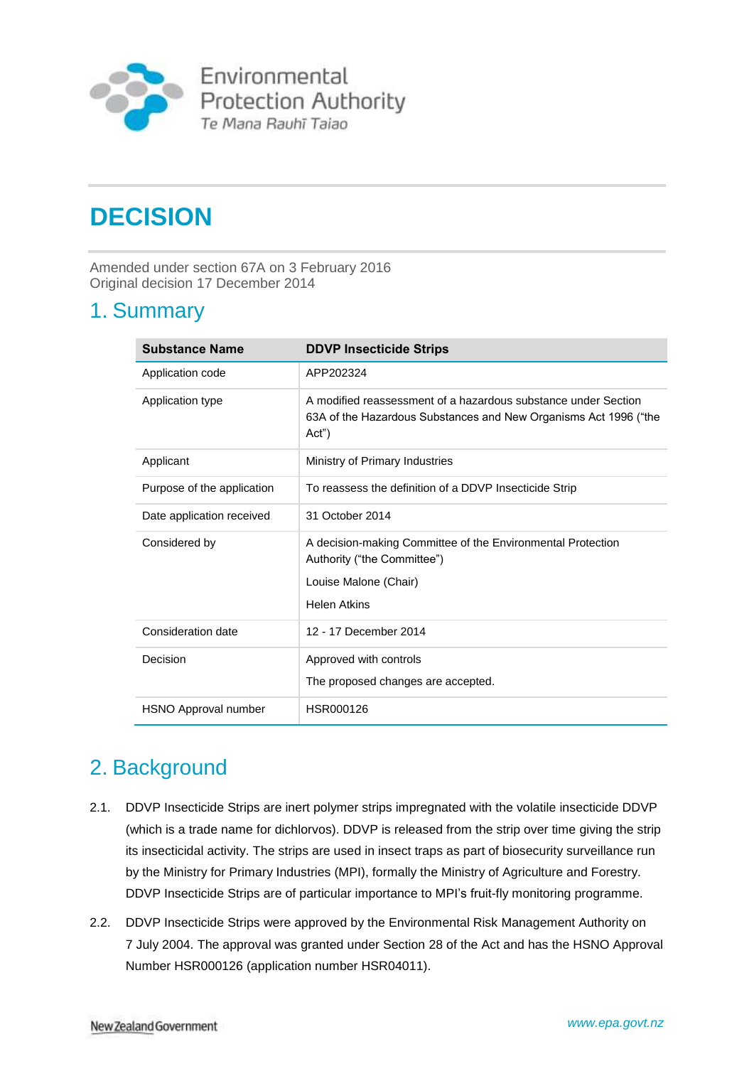Environmental Protection Authority
Te Mana Rauhī Taiao

# DECISION

Amended under section 67A on 3 February 2016
Original decision 17 December 2014

## 1. Summary

| Substance Name | DDVP Insecticide Strips |
|---|---|
| Application code | APP202324 |
| Application type | A modified reassessment of a hazardous substance under Section 63A of the Hazardous Substances and New Organisms Act 1996 ("the Act") |
| Applicant | Ministry of Primary Industries |
| Purpose of the application | To reassess the definition of a DDVP Insecticide Strip |
| Date application received | 31 October 2014 |
| Considered by | A decision-making Committee of the Environmental Protection Authority ("the Committee")<br>Louise Malone (Chair)<br>Helen Atkins |
| Consideration date | 12 - 17 December 2014 |
| Decision | Approved with controls<br>The proposed changes are accepted. |
| HSNO Approval number | HSR000126 |

## 2. Background

2.1. DDVP Insecticide Strips are inert polymer strips impregnated with the volatile insecticide DDVP (which is a trade name for dichlorvos). DDVP is released from the strip over time giving the strip its insecticidal activity. The strips are used in insect traps as part of biosecurity surveillance run by the Ministry for Primary Industries (MPI), formally the Ministry of Agriculture and Forestry. DDVP Insecticide Strips are of particular importance to MPI's fruit-fly monitoring programme.

2.2. DDVP Insecticide Strips were approved by the Environmental Risk Management Authority on 7 July 2004. The approval was granted under Section 28 of the Act and has the HSNO Approval Number HSR000126 (application number HSR04011).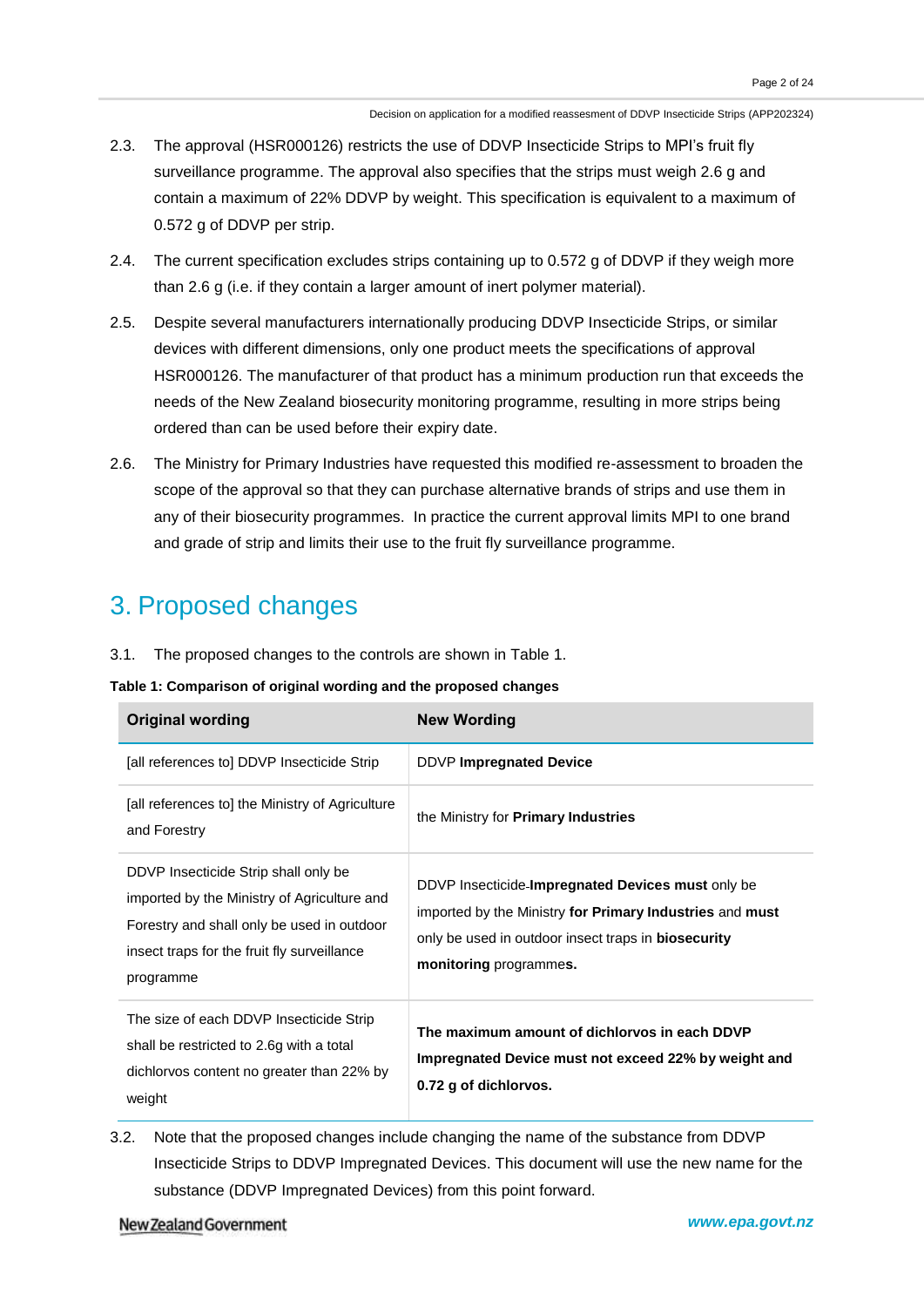2.3. The approval (HSR000126) restricts the use of DDVP Insecticide Strips to MPI's fruit fly surveillance programme. The approval also specifies that the strips must weigh 2.6 g and contain a maximum of 22% DDVP by weight. This specification is equivalent to a maximum of 0.572 g of DDVP per strip.

2.4. The current specification excludes strips containing up to 0.572 g of DDVP if they weigh more than 2.6 g (i.e. if they contain a larger amount of inert polymer material).

2.5. Despite several manufacturers internationally producing DDVP Insecticide Strips, or similar devices with different dimensions, only one product meets the specifications of approval HSR000126. The manufacturer of that product has a minimum production run that exceeds the needs of the New Zealand biosecurity monitoring programme, resulting in more strips being ordered than can be used before their expiry date.

2.6. The Ministry for Primary Industries have requested this modified re-assessment to broaden the scope of the approval so that they can purchase alternative brands of strips and use them in any of their biosecurity programmes. In practice the current approval limits MPI to one brand and grade of strip and limits their use to the fruit fly surveillance programme.

# 3. Proposed changes

3.1. The proposed changes to the controls are shown in Table 1.

**Table 1: Comparison of original wording and the proposed changes**

| Original wording | New Wording |
|---|---|
| [all references to] DDVP Insecticide Strip | DDVP **Impregnated Device** |
| [all references to] the Ministry of Agriculture and Forestry | the Ministry for **Primary Industries** |
| DDVP Insecticide Strip shall only be imported by the Ministry of Agriculture and Forestry and shall only be used in outdoor insect traps for the fruit fly surveillance programme | DDVP Insecticide-**Impregnated Devices must** only be imported by the Ministry **for Primary Industries** and **must** only be used in outdoor insect traps in **biosecurity monitoring** programme**s.** |
| The size of each DDVP Insecticide Strip shall be restricted to 2.6g with a total dichlorvos content no greater than 22% by weight | **The maximum amount of dichlorvos in each DDVP Impregnated Device must not exceed 22% by weight and 0.72 g of dichlorvos.** |

3.2. Note that the proposed changes include changing the name of the substance from DDVP Insecticide Strips to DDVP Impregnated Devices. This document will use the new name for the substance (DDVP Impregnated Devices) from this point forward.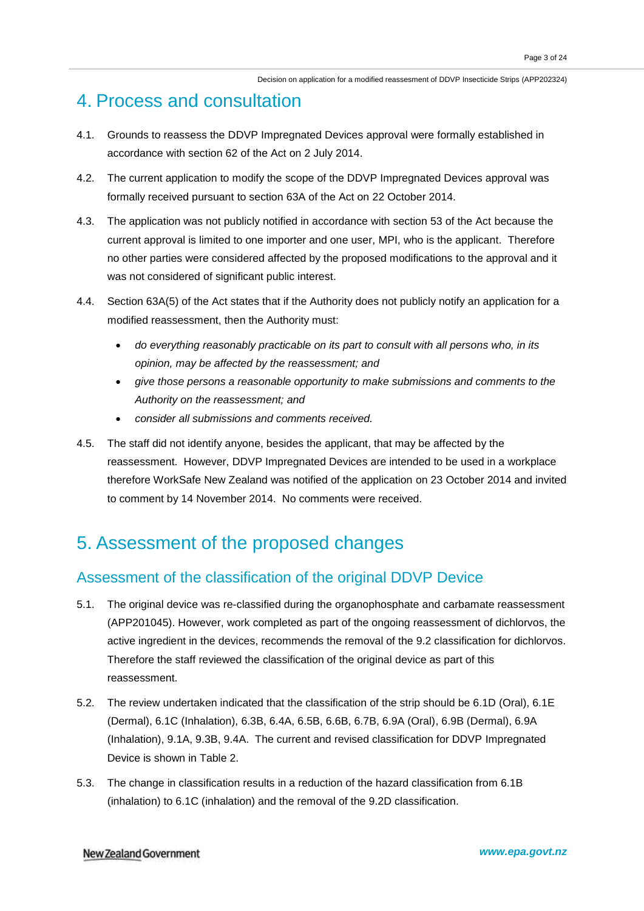# 4. Process and consultation

4.1. Grounds to reassess the DDVP Impregnated Devices approval were formally established in accordance with section 62 of the Act on 2 July 2014.

4.2. The current application to modify the scope of the DDVP Impregnated Devices approval was formally received pursuant to section 63A of the Act on 22 October 2014.

4.3. The application was not publicly notified in accordance with section 53 of the Act because the current approval is limited to one importer and one user, MPI, who is the applicant. Therefore no other parties were considered affected by the proposed modifications to the approval and it was not considered of significant public interest.

4.4. Section 63A(5) of the Act states that if the Authority does not publicly notify an application for a modified reassessment, then the Authority must:

- *do everything reasonably practicable on its part to consult with all persons who, in its opinion, may be affected by the reassessment; and*
- *give those persons a reasonable opportunity to make submissions and comments to the Authority on the reassessment; and*
- *consider all submissions and comments received.*

4.5. The staff did not identify anyone, besides the applicant, that may be affected by the reassessment. However, DDVP Impregnated Devices are intended to be used in a workplace therefore WorkSafe New Zealand was notified of the application on 23 October 2014 and invited to comment by 14 November 2014. No comments were received.

# 5. Assessment of the proposed changes

## Assessment of the classification of the original DDVP Device

5.1. The original device was re-classified during the organophosphate and carbamate reassessment (APP201045). However, work completed as part of the ongoing reassessment of dichlorvos, the active ingredient in the devices, recommends the removal of the 9.2 classification for dichlorvos. Therefore the staff reviewed the classification of the original device as part of this reassessment.

5.2. The review undertaken indicated that the classification of the strip should be 6.1D (Oral), 6.1E (Dermal), 6.1C (Inhalation), 6.3B, 6.4A, 6.5B, 6.6B, 6.7B, 6.9A (Oral), 6.9B (Dermal), 6.9A (Inhalation), 9.1A, 9.3B, 9.4A. The current and revised classification for DDVP Impregnated Device is shown in Table 2.

5.3. The change in classification results in a reduction of the hazard classification from 6.1B (inhalation) to 6.1C (inhalation) and the removal of the 9.2D classification.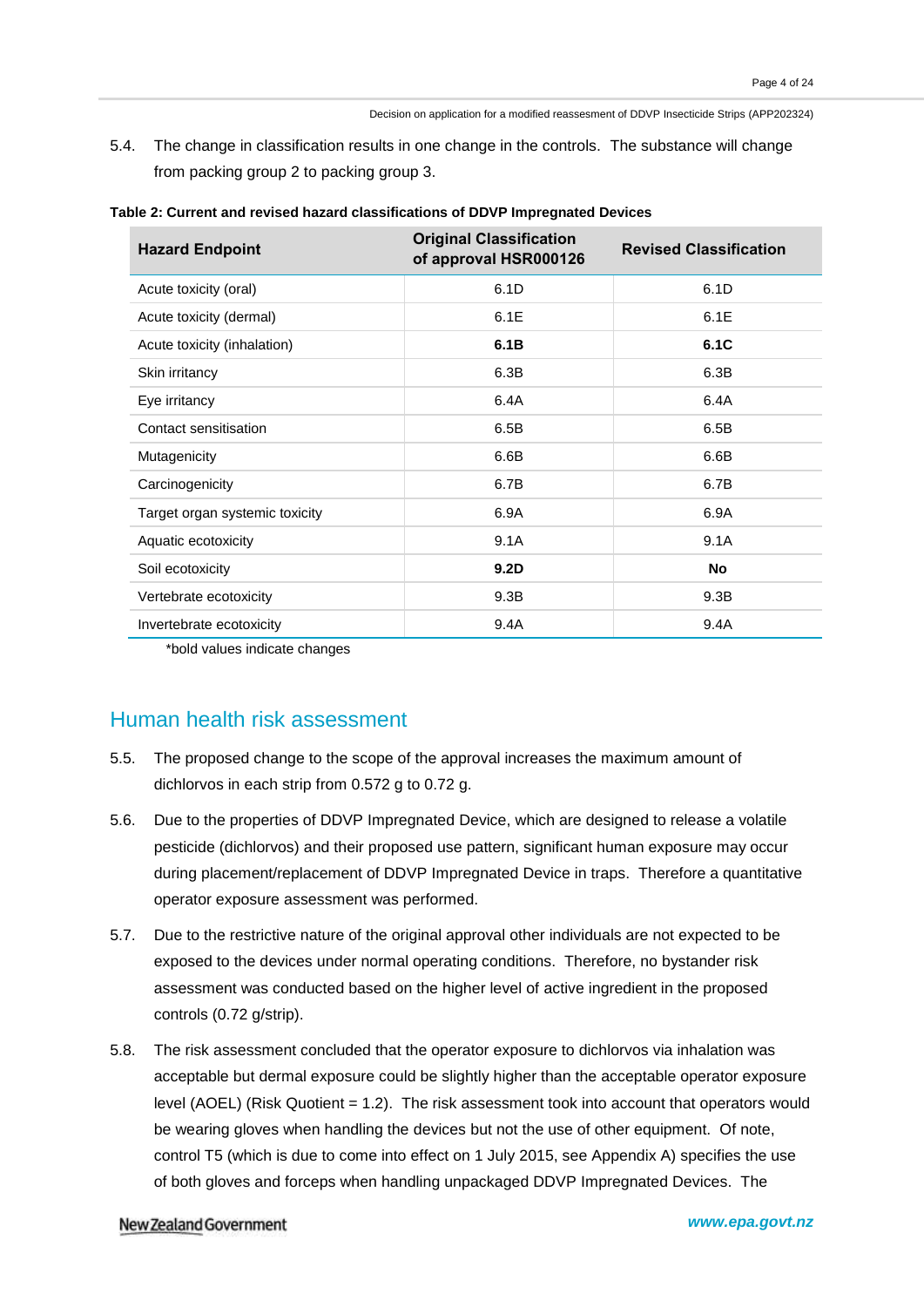5.4. The change in classification results in one change in the controls. The substance will change from packing group 2 to packing group 3.

**Table 2: Current and revised hazard classifications of DDVP Impregnated Devices**

| Hazard Endpoint | Original Classification of approval HSR000126 | Revised Classification |
|---|---|---|
| Acute toxicity (oral) | 6.1D | 6.1D |
| Acute toxicity (dermal) | 6.1E | 6.1E |
| Acute toxicity (inhalation) | **6.1B** | **6.1C** |
| Skin irritancy | 6.3B | 6.3B |
| Eye irritancy | 6.4A | 6.4A |
| Contact sensitisation | 6.5B | 6.5B |
| Mutagenicity | 6.6B | 6.6B |
| Carcinogenicity | 6.7B | 6.7B |
| Target organ systemic toxicity | 6.9A | 6.9A |
| Aquatic ecotoxicity | 9.1A | 9.1A |
| Soil ecotoxicity | **9.2D** | **No** |
| Vertebrate ecotoxicity | 9.3B | 9.3B |
| Invertebrate ecotoxicity | 9.4A | 9.4A |

*bold values indicate changes

## Human health risk assessment

5.5. The proposed change to the scope of the approval increases the maximum amount of dichlorvos in each strip from 0.572 g to 0.72 g.

5.6. Due to the properties of DDVP Impregnated Device, which are designed to release a volatile pesticide (dichlorvos) and their proposed use pattern, significant human exposure may occur during placement/replacement of DDVP Impregnated Device in traps. Therefore a quantitative operator exposure assessment was performed.

5.7. Due to the restrictive nature of the original approval other individuals are not expected to be exposed to the devices under normal operating conditions. Therefore, no bystander risk assessment was conducted based on the higher level of active ingredient in the proposed controls (0.72 g/strip).

5.8. The risk assessment concluded that the operator exposure to dichlorvos via inhalation was acceptable but dermal exposure could be slightly higher than the acceptable operator exposure level (AOEL) (Risk Quotient = 1.2). The risk assessment took into account that operators would be wearing gloves when handling the devices but not the use of other equipment. Of note, control T5 (which is due to come into effect on 1 July 2015, see Appendix A) specifies the use of both gloves and forceps when handling unpackaged DDVP Impregnated Devices. The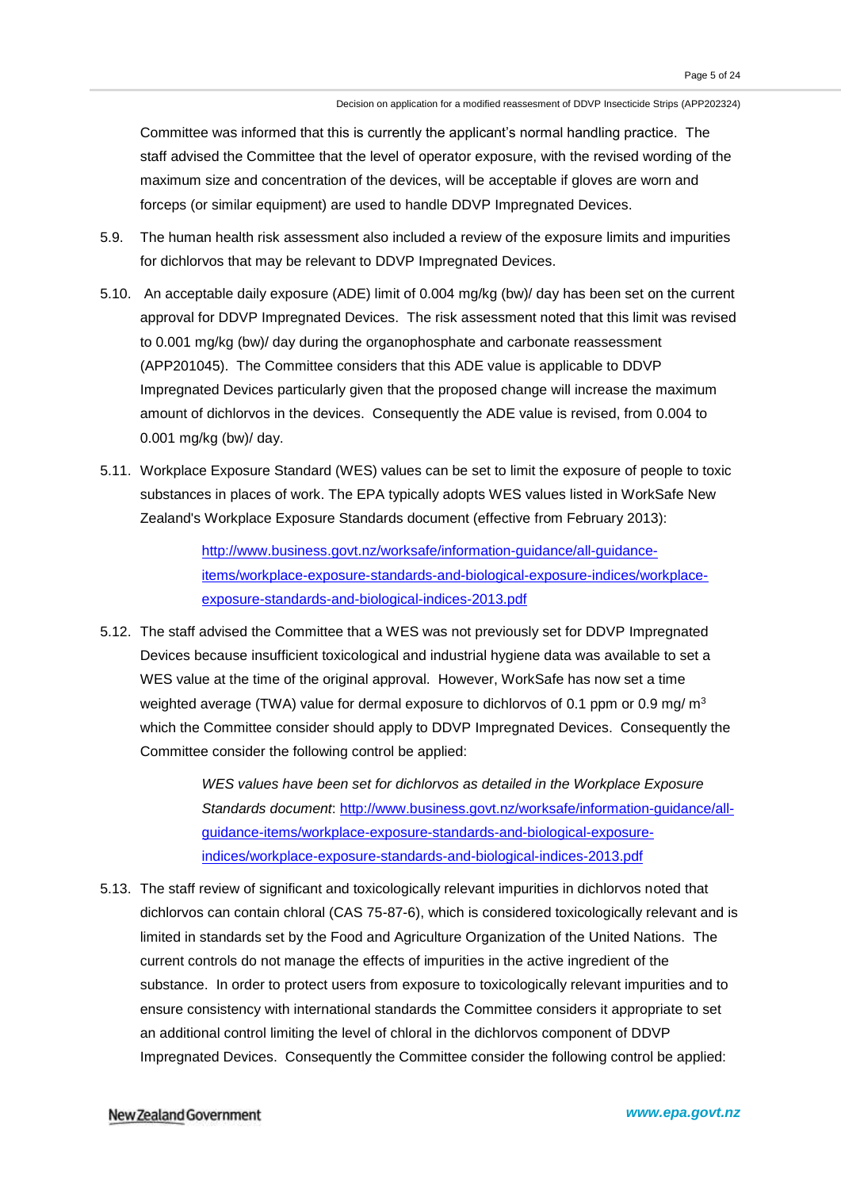Committee was informed that this is currently the applicant's normal handling practice. The staff advised the Committee that the level of operator exposure, with the revised wording of the maximum size and concentration of the devices, will be acceptable if gloves are worn and forceps (or similar equipment) are used to handle DDVP Impregnated Devices.

5.9. The human health risk assessment also included a review of the exposure limits and impurities for dichlorvos that may be relevant to DDVP Impregnated Devices.

5.10. An acceptable daily exposure (ADE) limit of 0.004 mg/kg (bw)/ day has been set on the current approval for DDVP Impregnated Devices. The risk assessment noted that this limit was revised to 0.001 mg/kg (bw)/ day during the organophosphate and carbonate reassessment (APP201045). The Committee considers that this ADE value is applicable to DDVP Impregnated Devices particularly given that the proposed change will increase the maximum amount of dichlorvos in the devices. Consequently the ADE value is revised, from 0.004 to 0.001 mg/kg (bw)/ day.

5.11. Workplace Exposure Standard (WES) values can be set to limit the exposure of people to toxic substances in places of work. The EPA typically adopts WES values listed in WorkSafe New Zealand's Workplace Exposure Standards document (effective from February 2013):

> http://www.business.govt.nz/worksafe/information-guidance/all-guidance-items/workplace-exposure-standards-and-biological-exposure-indices/workplace-exposure-standards-and-biological-indices-2013.pdf

5.12. The staff advised the Committee that a WES was not previously set for DDVP Impregnated Devices because insufficient toxicological and industrial hygiene data was available to set a WES value at the time of the original approval. However, WorkSafe has now set a time weighted average (TWA) value for dermal exposure to dichlorvos of 0.1 ppm or 0.9 mg/ $m^3$ which the Committee consider should apply to DDVP Impregnated Devices. Consequently the Committee consider the following control be applied:

> *WES values have been set for dichlorvos as detailed in the Workplace Exposure Standards document*: http://www.business.govt.nz/worksafe/information-guidance/all-guidance-items/workplace-exposure-standards-and-biological-exposure-indices/workplace-exposure-standards-and-biological-indices-2013.pdf

5.13. The staff review of significant and toxicologically relevant impurities in dichlorvos noted that dichlorvos can contain chloral (CAS 75-87-6), which is considered toxicologically relevant and is limited in standards set by the Food and Agriculture Organization of the United Nations. The current controls do not manage the effects of impurities in the active ingredient of the substance. In order to protect users from exposure to toxicologically relevant impurities and to ensure consistency with international standards the Committee considers it appropriate to set an additional control limiting the level of chloral in the dichlorvos component of DDVP Impregnated Devices. Consequently the Committee consider the following control be applied: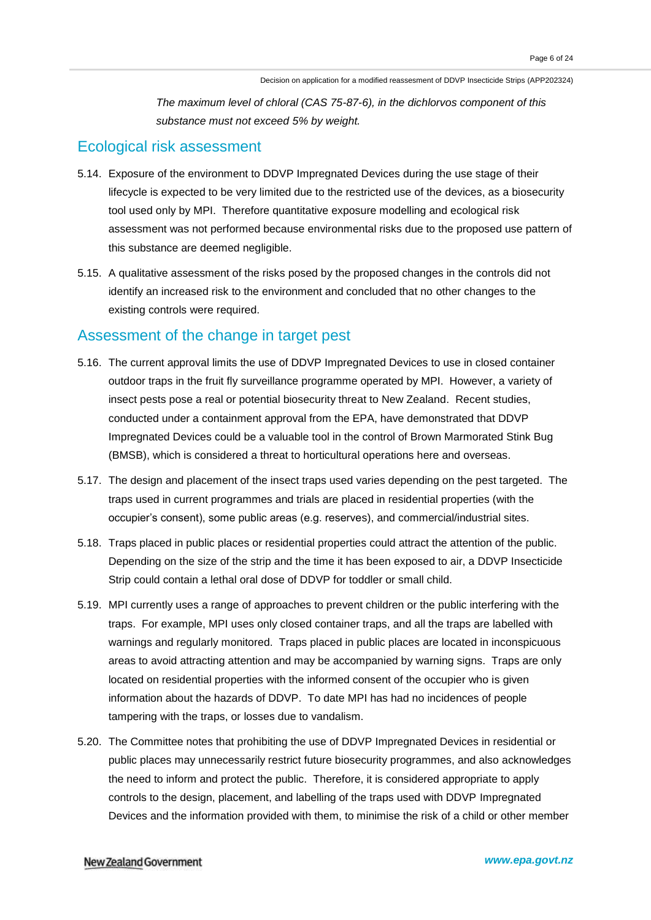*The maximum level of chloral (CAS 75-87-6), in the dichlorvos component of this substance must not exceed 5% by weight.*

## Ecological risk assessment

5.14. Exposure of the environment to DDVP Impregnated Devices during the use stage of their lifecycle is expected to be very limited due to the restricted use of the devices, as a biosecurity tool used only by MPI. Therefore quantitative exposure modelling and ecological risk assessment was not performed because environmental risks due to the proposed use pattern of this substance are deemed negligible.

5.15. A qualitative assessment of the risks posed by the proposed changes in the controls did not identify an increased risk to the environment and concluded that no other changes to the existing controls were required.

## Assessment of the change in target pest

5.16. The current approval limits the use of DDVP Impregnated Devices to use in closed container outdoor traps in the fruit fly surveillance programme operated by MPI. However, a variety of insect pests pose a real or potential biosecurity threat to New Zealand. Recent studies, conducted under a containment approval from the EPA, have demonstrated that DDVP Impregnated Devices could be a valuable tool in the control of Brown Marmorated Stink Bug (BMSB), which is considered a threat to horticultural operations here and overseas.

5.17. The design and placement of the insect traps used varies depending on the pest targeted. The traps used in current programmes and trials are placed in residential properties (with the occupier's consent), some public areas (e.g. reserves), and commercial/industrial sites.

5.18. Traps placed in public places or residential properties could attract the attention of the public. Depending on the size of the strip and the time it has been exposed to air, a DDVP Insecticide Strip could contain a lethal oral dose of DDVP for toddler or small child.

5.19. MPI currently uses a range of approaches to prevent children or the public interfering with the traps. For example, MPI uses only closed container traps, and all the traps are labelled with warnings and regularly monitored. Traps placed in public places are located in inconspicuous areas to avoid attracting attention and may be accompanied by warning signs. Traps are only located on residential properties with the informed consent of the occupier who is given information about the hazards of DDVP. To date MPI has had no incidences of people tampering with the traps, or losses due to vandalism.

5.20. The Committee notes that prohibiting the use of DDVP Impregnated Devices in residential or public places may unnecessarily restrict future biosecurity programmes, and also acknowledges the need to inform and protect the public. Therefore, it is considered appropriate to apply controls to the design, placement, and labelling of the traps used with DDVP Impregnated Devices and the information provided with them, to minimise the risk of a child or other member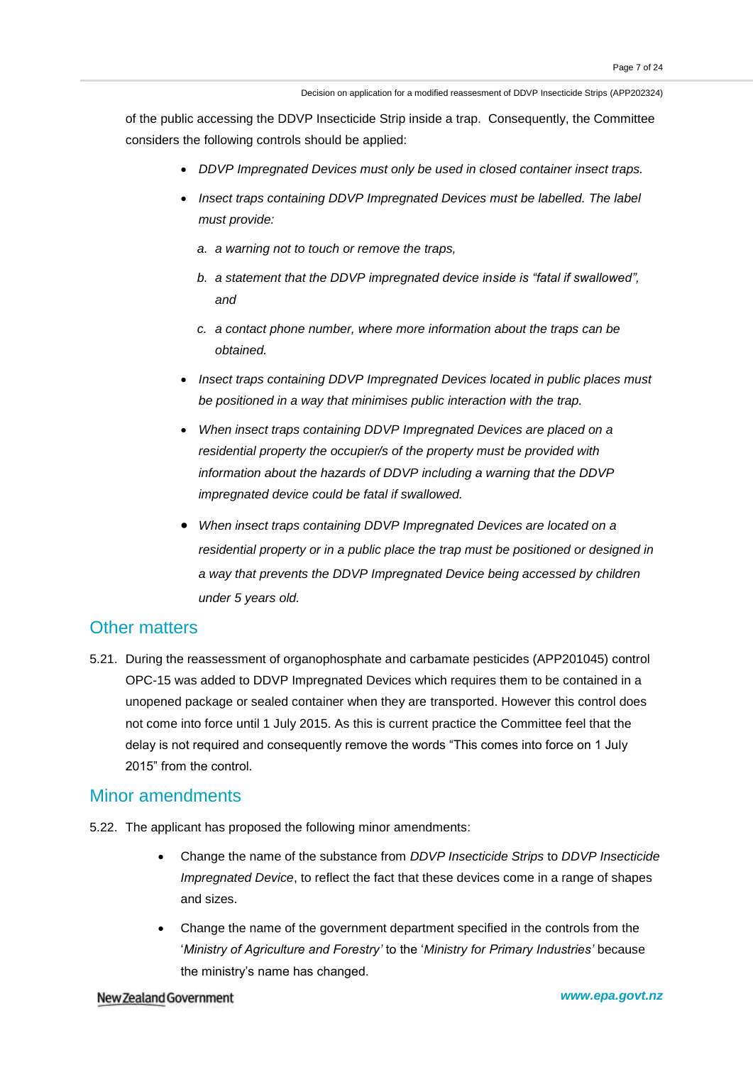of the public accessing the DDVP Insecticide Strip inside a trap. Consequently, the Committee considers the following controls should be applied:

- *DDVP Impregnated Devices must only be used in closed container insect traps.*
- *Insect traps containing DDVP Impregnated Devices must be labelled. The label must provide:*
  - *a. a warning not to touch or remove the traps,*
  - *b. a statement that the DDVP impregnated device inside is "fatal if swallowed", and*
  - *c. a contact phone number, where more information about the traps can be obtained.*
- *Insect traps containing DDVP Impregnated Devices located in public places must be positioned in a way that minimises public interaction with the trap.*
- *When insect traps containing DDVP Impregnated Devices are placed on a residential property the occupier/s of the property must be provided with information about the hazards of DDVP including a warning that the DDVP impregnated device could be fatal if swallowed.*
- *When insect traps containing DDVP Impregnated Devices are located on a residential property or in a public place the trap must be positioned or designed in a way that prevents the DDVP Impregnated Device being accessed by children under 5 years old.*

## Other matters

5.21. During the reassessment of organophosphate and carbamate pesticides (APP201045) control OPC-15 was added to DDVP Impregnated Devices which requires them to be contained in a unopened package or sealed container when they are transported. However this control does not come into force until 1 July 2015. As this is current practice the Committee feel that the delay is not required and consequently remove the words "This comes into force on 1 July 2015" from the control.

## Minor amendments

5.22. The applicant has proposed the following minor amendments:

- Change the name of the substance from *DDVP Insecticide Strips* to *DDVP Insecticide Impregnated Device*, to reflect the fact that these devices come in a range of shapes and sizes.
- Change the name of the government department specified in the controls from the '*Ministry of Agriculture and Forestry'* to the '*Ministry for Primary Industries'* because the ministry's name has changed.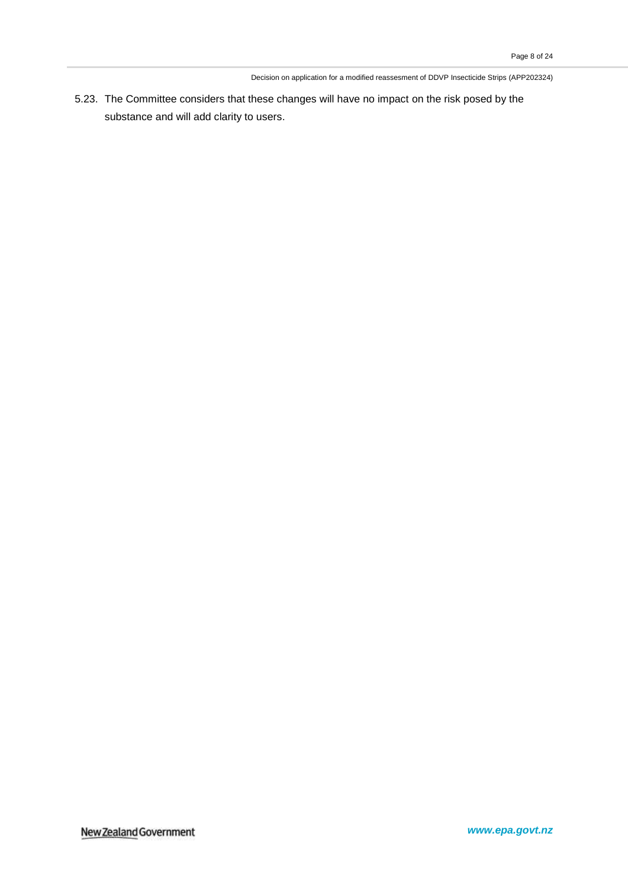5.23. The Committee considers that these changes will have no impact on the risk posed by the substance and will add clarity to users.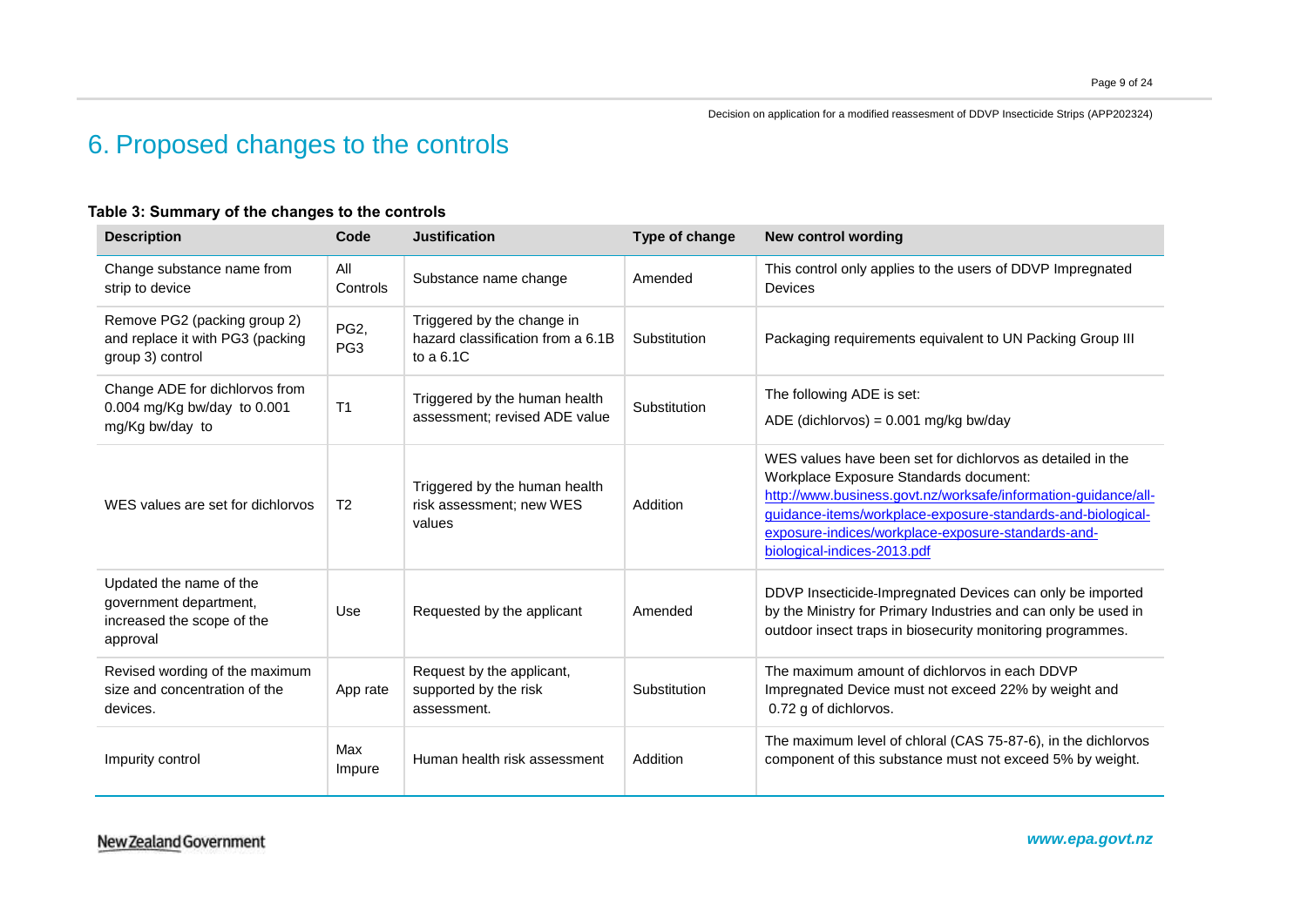# 6. Proposed changes to the controls

**Table 3: Summary of the changes to the controls**

| Description | Code | Justification | Type of change | New control wording |
|---|---|---|---|---|
| Change substance name from strip to device | All Controls | Substance name change | Amended | This control only applies to the users of DDVP Impregnated Devices |
| Remove PG2 (packing group 2) and replace it with PG3 (packing group 3) control | PG2, PG3 | Triggered by the change in hazard classification from a 6.1B to a 6.1C | Substitution | Packaging requirements equivalent to UN Packing Group III |
| Change ADE for dichlorvos from 0.004 mg/Kg bw/day to 0.001 mg/Kg bw/day to | T1 | Triggered by the human health assessment; revised ADE value | Substitution | The following ADE is set:<br>ADE (dichlorvos) = 0.001 mg/kg bw/day |
| WES values are set for dichlorvos | T2 | Triggered by the human health risk assessment; new WES values | Addition | WES values have been set for dichlorvos as detailed in the Workplace Exposure Standards document: http://www.business.govt.nz/worksafe/information-guidance/all-guidance-items/workplace-exposure-standards-and-biological-exposure-indices/workplace-exposure-standards-and-biological-indices-2013.pdf |
| Updated the name of the government department, increased the scope of the approval | Use | Requested by the applicant | Amended | DDVP Insecticide-Impregnated Devices can only be imported by the Ministry for Primary Industries and can only be used in outdoor insect traps in biosecurity monitoring programmes. |
| Revised wording of the maximum size and concentration of the devices. | App rate | Request by the applicant, supported by the risk assessment. | Substitution | The maximum amount of dichlorvos in each DDVP Impregnated Device must not exceed 22% by weight and 0.72 g of dichlorvos. |
| Impurity control | Max Impure | Human health risk assessment | Addition | The maximum level of chloral (CAS 75-87-6), in the dichlorvos component of this substance must not exceed 5% by weight. |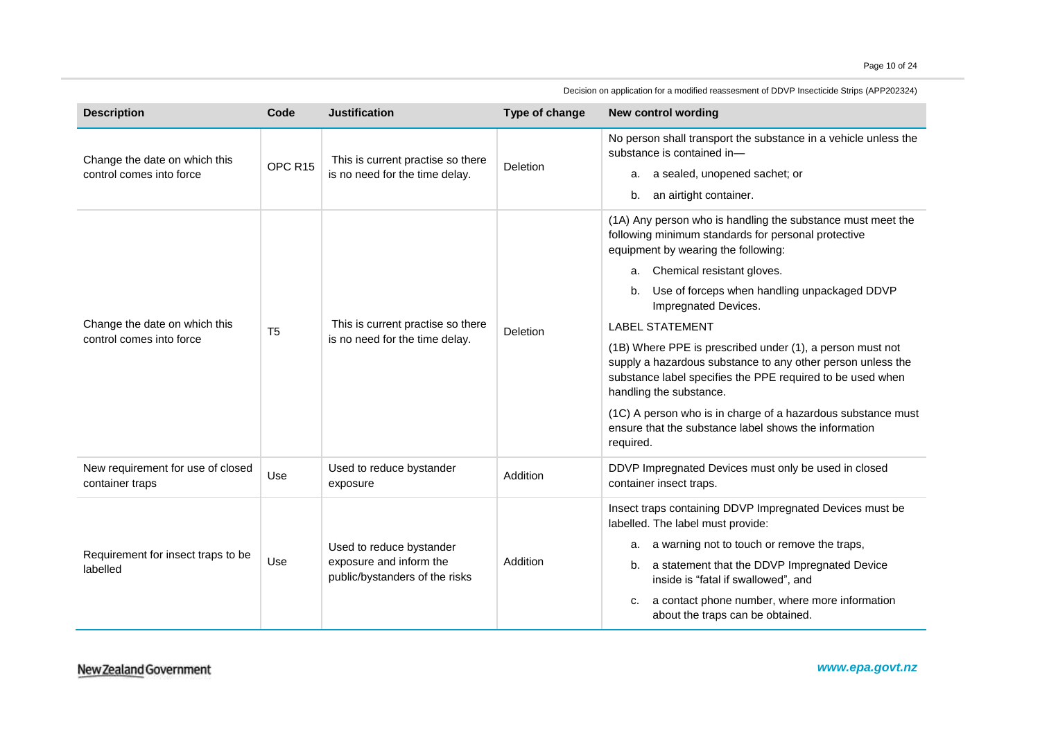| Description | Code | Justification | Type of change | New control wording |
|---|---|---|---|---|
| Change the date on which this control comes into force | OPC R15 | This is current practise so there is no need for the time delay. | Deletion | No person shall transport the substance in a vehicle unless the substance is contained in—<br>a. a sealed, unopened sachet; or<br>b. an airtight container. |
| Change the date on which this control comes into force | T5 | This is current practise so there is no need for the time delay. | Deletion | (1A) Any person who is handling the substance must meet the following minimum standards for personal protective equipment by wearing the following:<br>a. Chemical resistant gloves.<br>b. Use of forceps when handling unpackaged DDVP Impregnated Devices.<br>LABEL STATEMENT<br>(1B) Where PPE is prescribed under (1), a person must not supply a hazardous substance to any other person unless the substance label specifies the PPE required to be used when handling the substance.<br>(1C) A person who is in charge of a hazardous substance must ensure that the substance label shows the information required. |
| New requirement for use of closed container traps | Use | Used to reduce bystander exposure | Addition | DDVP Impregnated Devices must only be used in closed container insect traps. |
| Requirement for insect traps to be labelled | Use | Used to reduce bystander exposure and inform the public/bystanders of the risks | Addition | Insect traps containing DDVP Impregnated Devices must be labelled. The label must provide:<br>a. a warning not to touch or remove the traps,<br>b. a statement that the DDVP Impregnated Device inside is "fatal if swallowed", and<br>c. a contact phone number, where more information about the traps can be obtained. |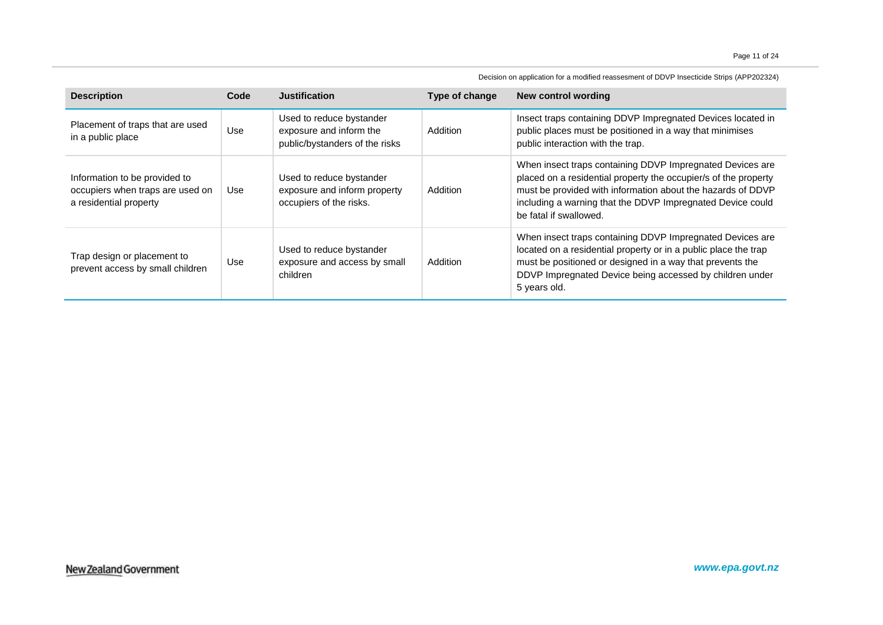| Description | Code | Justification | Type of change | New control wording |
|---|---|---|---|---|
| Placement of traps that are used in a public place | Use | Used to reduce bystander exposure and inform the public/bystanders of the risks | Addition | Insect traps containing DDVP Impregnated Devices located in public places must be positioned in a way that minimises public interaction with the trap. |
| Information to be provided to occupiers when traps are used on a residential property | Use | Used to reduce bystander exposure and inform property occupiers of the risks. | Addition | When insect traps containing DDVP Impregnated Devices are placed on a residential property the occupier/s of the property must be provided with information about the hazards of DDVP including a warning that the DDVP Impregnated Device could be fatal if swallowed. |
| Trap design or placement to prevent access by small children | Use | Used to reduce bystander exposure and access by small children | Addition | When insect traps containing DDVP Impregnated Devices are located on a residential property or in a public place the trap must be positioned or designed in a way that prevents the DDVP Impregnated Device being accessed by children under 5 years old. |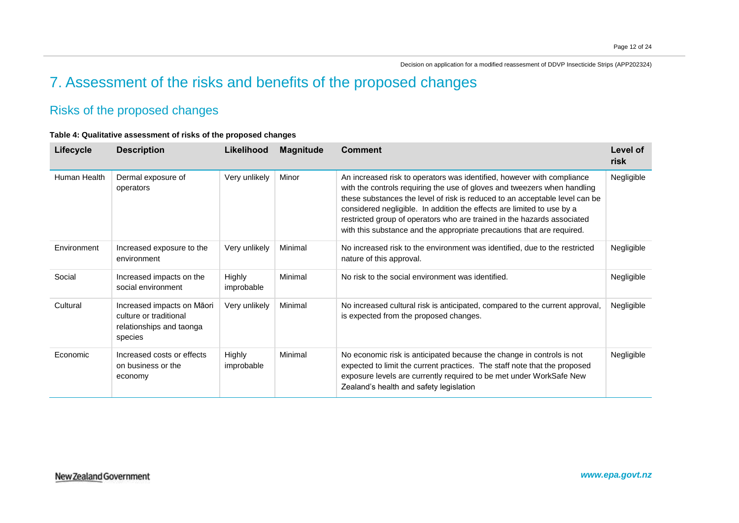# 7. Assessment of the risks and benefits of the proposed changes

## Risks of the proposed changes

**Table 4: Qualitative assessment of risks of the proposed changes**

| Lifecycle | Description | Likelihood | Magnitude | Comment | Level of risk |
|---|---|---|---|---|---|
| Human Health | Dermal exposure of operators | Very unlikely | Minor | An increased risk to operators was identified, however with compliance with the controls requiring the use of gloves and tweezers when handling these substances the level of risk is reduced to an acceptable level can be considered negligible. In addition the effects are limited to use by a restricted group of operators who are trained in the hazards associated with this substance and the appropriate precautions that are required. | Negligible |
| Environment | Increased exposure to the environment | Very unlikely | Minimal | No increased risk to the environment was identified, due to the restricted nature of this approval. | Negligible |
| Social | Increased impacts on the social environment | Highly improbable | Minimal | No risk to the social environment was identified. | Negligible |
| Cultural | Increased impacts on Māori culture or traditional relationships and taonga species | Very unlikely | Minimal | No increased cultural risk is anticipated, compared to the current approval, is expected from the proposed changes. | Negligible |
| Economic | Increased costs or effects on business or the economy | Highly improbable | Minimal | No economic risk is anticipated because the change in controls is not expected to limit the current practices. The staff note that the proposed exposure levels are currently required to be met under WorkSafe New Zealand's health and safety legislation | Negligible |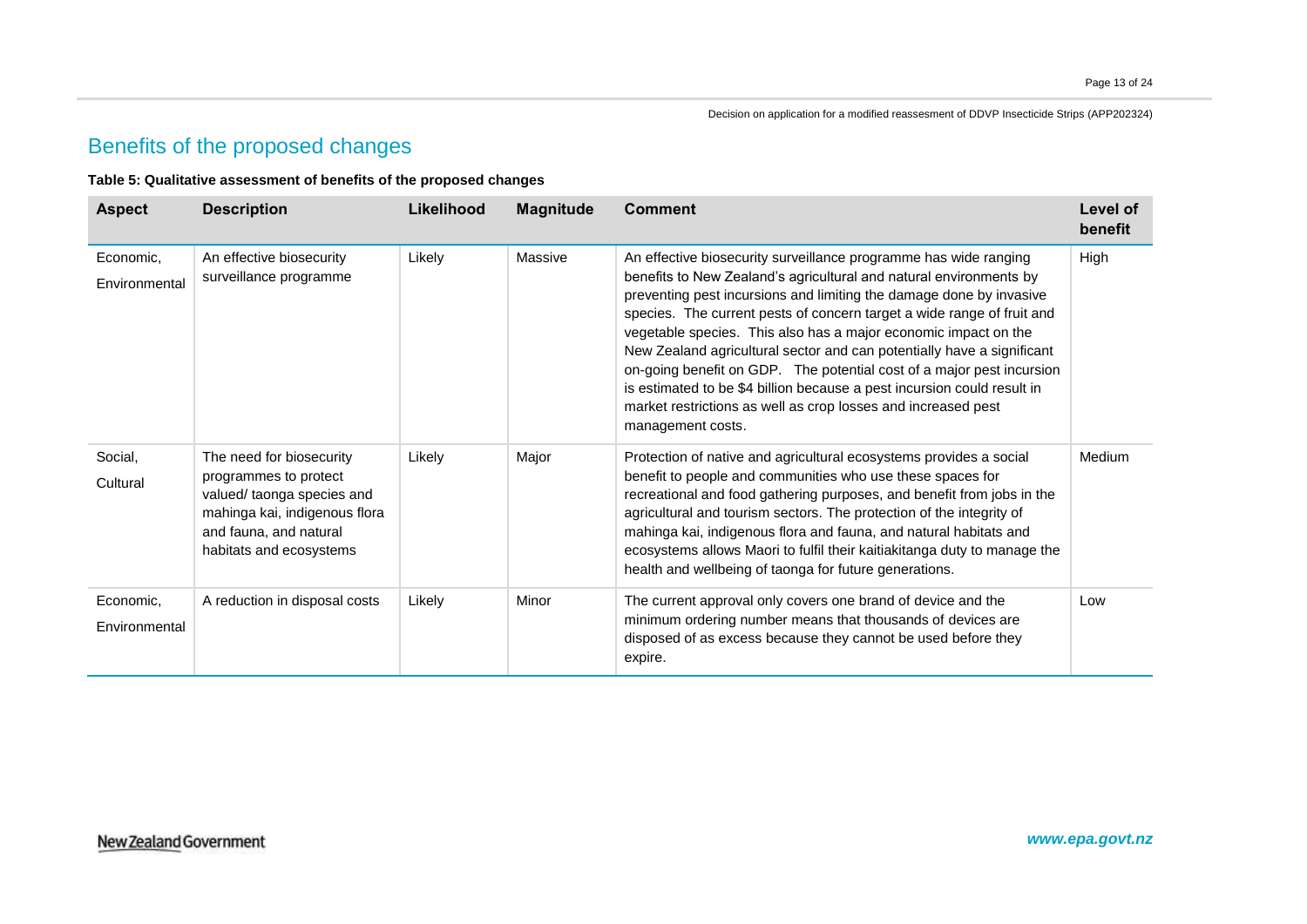## Benefits of the proposed changes

**Table 5: Qualitative assessment of benefits of the proposed changes**

| Aspect | Description | Likelihood | Magnitude | Comment | Level of benefit |
|---|---|---|---|---|---|
| Economic, Environmental | An effective biosecurity surveillance programme | Likely | Massive | An effective biosecurity surveillance programme has wide ranging benefits to New Zealand's agricultural and natural environments by preventing pest incursions and limiting the damage done by invasive species. The current pests of concern target a wide range of fruit and vegetable species. This also has a major economic impact on the New Zealand agricultural sector and can potentially have a significant on-going benefit on GDP. The potential cost of a major pest incursion is estimated to be $4 billion because a pest incursion could result in market restrictions as well as crop losses and increased pest management costs. | High |
| Social, Cultural | The need for biosecurity programmes to protect valued/ taonga species and mahinga kai, indigenous flora and fauna, and natural habitats and ecosystems | Likely | Major | Protection of native and agricultural ecosystems provides a social benefit to people and communities who use these spaces for recreational and food gathering purposes, and benefit from jobs in the agricultural and tourism sectors. The protection of the integrity of mahinga kai, indigenous flora and fauna, and natural habitats and ecosystems allows Maori to fulfil their kaitiakitanga duty to manage the health and wellbeing of taonga for future generations. | Medium |
| Economic, Environmental | A reduction in disposal costs | Likely | Minor | The current approval only covers one brand of device and the minimum ordering number means that thousands of devices are disposed of as excess because they cannot be used before they expire. | Low |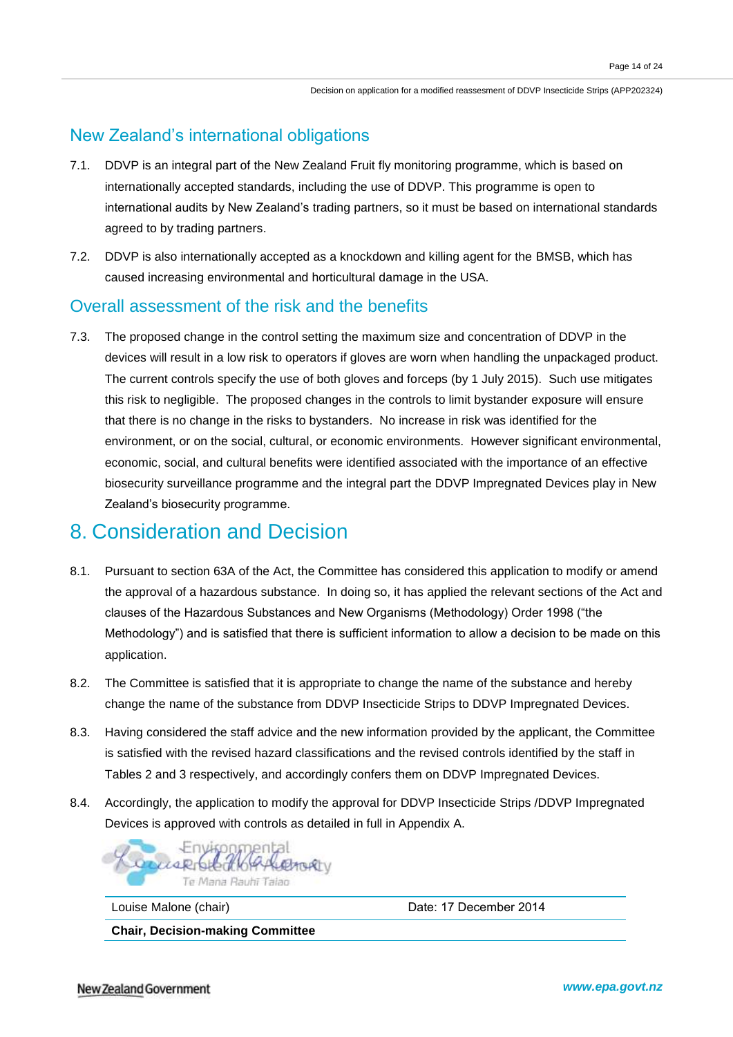## New Zealand's international obligations

7.1. DDVP is an integral part of the New Zealand Fruit fly monitoring programme, which is based on internationally accepted standards, including the use of DDVP. This programme is open to international audits by New Zealand's trading partners, so it must be based on international standards agreed to by trading partners.

7.2. DDVP is also internationally accepted as a knockdown and killing agent for the BMSB, which has caused increasing environmental and horticultural damage in the USA.

## Overall assessment of the risk and the benefits

7.3. The proposed change in the control setting the maximum size and concentration of DDVP in the devices will result in a low risk to operators if gloves are worn when handling the unpackaged product. The current controls specify the use of both gloves and forceps (by 1 July 2015). Such use mitigates this risk to negligible. The proposed changes in the controls to limit bystander exposure will ensure that there is no change in the risks to bystanders. No increase in risk was identified for the environment, or on the social, cultural, or economic environments. However significant environmental, economic, social, and cultural benefits were identified associated with the importance of an effective biosecurity surveillance programme and the integral part the DDVP Impregnated Devices play in New Zealand's biosecurity programme.

# 8. Consideration and Decision

8.1. Pursuant to section 63A of the Act, the Committee has considered this application to modify or amend the approval of a hazardous substance. In doing so, it has applied the relevant sections of the Act and clauses of the Hazardous Substances and New Organisms (Methodology) Order 1998 ("the Methodology") and is satisfied that there is sufficient information to allow a decision to be made on this application.

8.2. The Committee is satisfied that it is appropriate to change the name of the substance and hereby change the name of the substance from DDVP Insecticide Strips to DDVP Impregnated Devices.

8.3. Having considered the staff advice and the new information provided by the applicant, the Committee is satisfied with the revised hazard classifications and the revised controls identified by the staff in Tables 2 and 3 respectively, and accordingly confers them on DDVP Impregnated Devices.

8.4. Accordingly, the application to modify the approval for DDVP Insecticide Strips /DDVP Impregnated Devices is approved with controls as detailed in full in Appendix A.

Environmental Protection Authority
Te Mana Rauhī Taiao

| Louise Malone (chair) | Date: 17 December 2014 |
|---|---|
| **Chair, Decision-making Committee** | |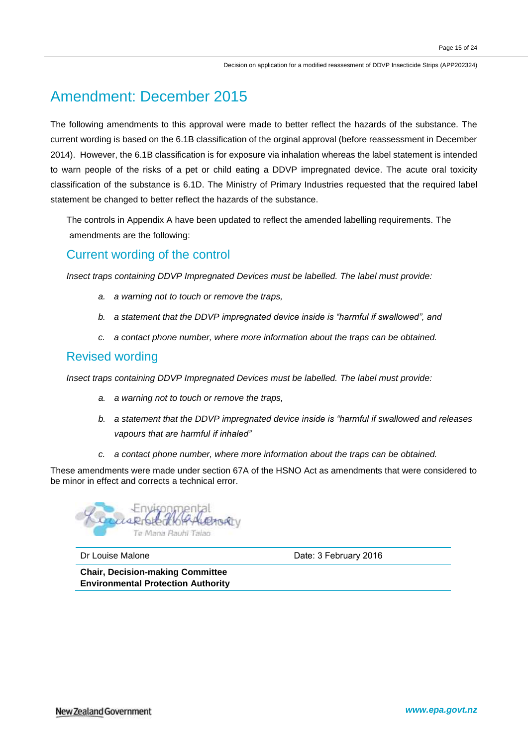# Amendment: December 2015

The following amendments to this approval were made to better reflect the hazards of the substance. The current wording is based on the 6.1B classification of the orginal approval (before reassessment in December 2014). However, the 6.1B classification is for exposure via inhalation whereas the label statement is intended to warn people of the risks of a pet or child eating a DDVP impregnated device. The acute oral toxicity classification of the substance is 6.1D. The Ministry of Primary Industries requested that the required label statement be changed to better reflect the hazards of the substance.

The controls in Appendix A have been updated to reflect the amended labelling requirements. The amendments are the following:

## Current wording of the control

*Insect traps containing DDVP Impregnated Devices must be labelled. The label must provide:*

- *a. a warning not to touch or remove the traps,*
- *b. a statement that the DDVP impregnated device inside is "harmful if swallowed", and*
- *c. a contact phone number, where more information about the traps can be obtained.*

## Revised wording

*Insect traps containing DDVP Impregnated Devices must be labelled. The label must provide:*

- *a. a warning not to touch or remove the traps,*
- *b. a statement that the DDVP impregnated device inside is "harmful if swallowed and releases vapours that are harmful if inhaled"*
- *c. a contact phone number, where more information about the traps can be obtained.*

These amendments were made under section 67A of the HSNO Act as amendments that were considered to be minor in effect and corrects a technical error.

| Dr Louise Malone | Date: 3 February 2016 |
|---|---|
| **Chair, Decision-making Committee** **Environmental Protection Authority** | |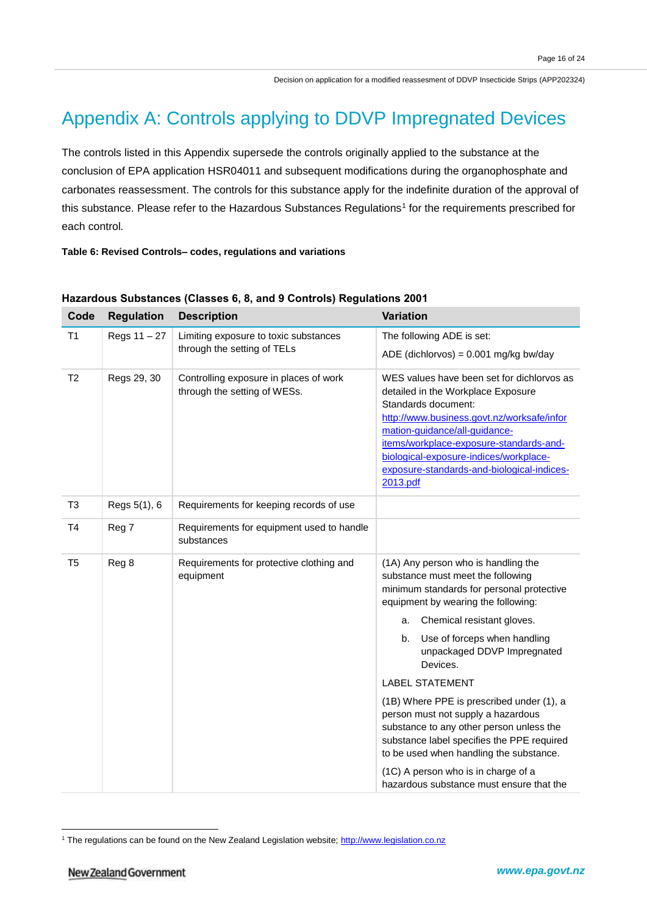# Appendix A: Controls applying to DDVP Impregnated Devices

The controls listed in this Appendix supersede the controls originally applied to the substance at the conclusion of EPA application HSR04011 and subsequent modifications during the organophosphate and carbonates reassessment. The controls for this substance apply for the indefinite duration of the approval of this substance. Please refer to the Hazardous Substances Regulations[1] for the requirements prescribed for each control.

**Table 6: Revised Controls– codes, regulations and variations**

**Hazardous Substances (Classes 6, 8, and 9 Controls) Regulations 2001**

| Code | Regulation | Description | Variation |
|---|---|---|---|
| T1 | Regs 11 – 27 | Limiting exposure to toxic substances through the setting of TELs | The following ADE is set:<br><br>ADE (dichlorvos) = 0.001 mg/kg bw/day |
| T2 | Regs 29, 30 | Controlling exposure in places of work through the setting of WESs. | WES values have been set for dichlorvos as detailed in the Workplace Exposure Standards document: http://www.business.govt.nz/worksafe/information-guidance/all-guidance-items/workplace-exposure-standards-and-biological-exposure-indices/workplace-exposure-standards-and-biological-indices-2013.pdf |
| T3 | Regs 5(1), 6 | Requirements for keeping records of use | |
| T4 | Reg 7 | Requirements for equipment used to handle substances | |
| T5 | Reg 8 | Requirements for protective clothing and equipment | (1A) Any person who is handling the substance must meet the following minimum standards for personal protective equipment by wearing the following:<br><br>a. Chemical resistant gloves.<br><br>b. Use of forceps when handling unpackaged DDVP Impregnated Devices.<br><br>LABEL STATEMENT<br><br>(1B) Where PPE is prescribed under (1), a person must not supply a hazardous substance to any other person unless the substance label specifies the PPE required to be used when handling the substance.<br><br>(1C) A person who is in charge of a hazardous substance must ensure that the |

[1] The regulations can be found on the New Zealand Legislation website; http://www.legislation.co.nz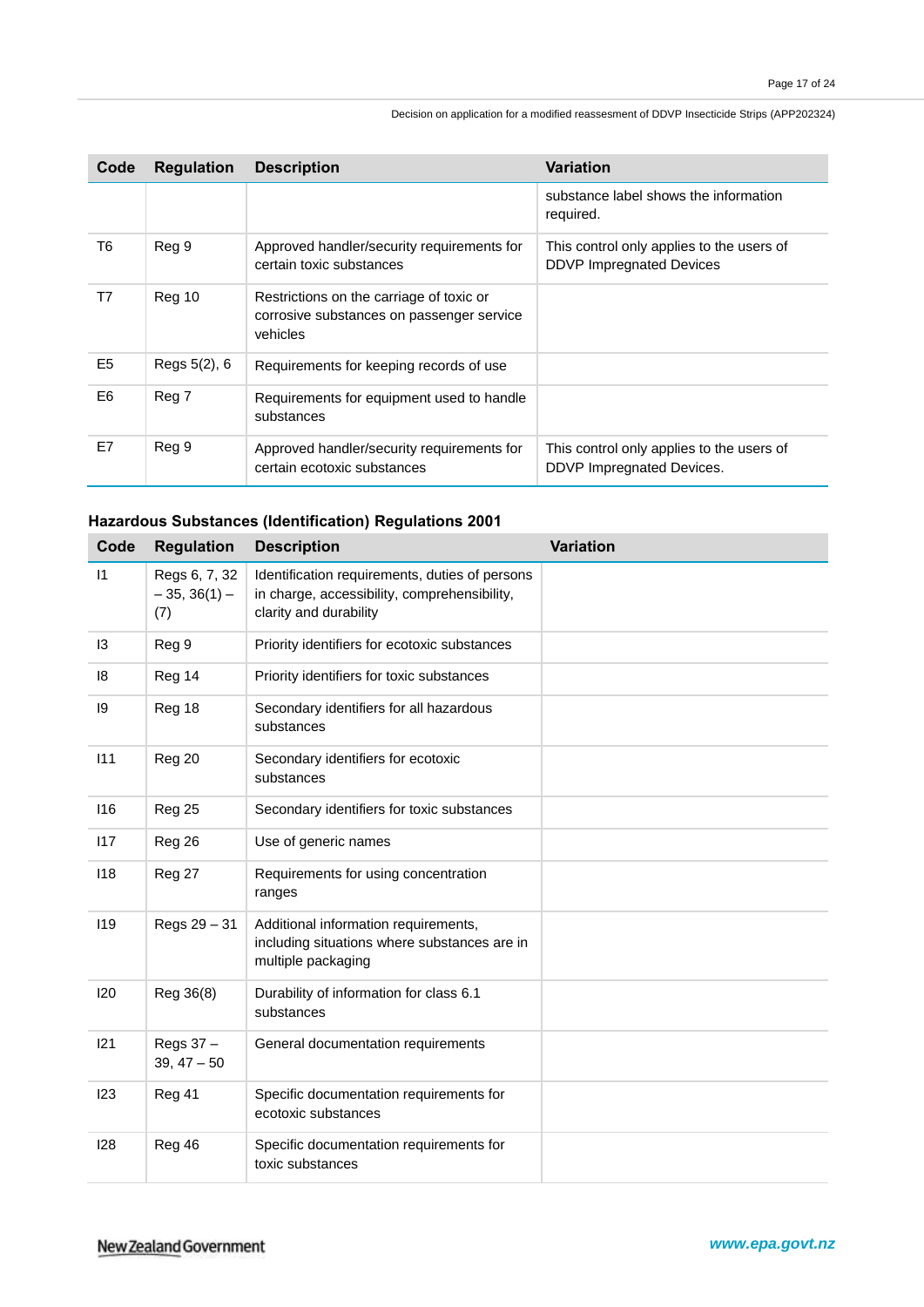| Code | Regulation | Description | Variation |
|---|---|---|---|
| | | | substance label shows the information required. |
| T6 | Reg 9 | Approved handler/security requirements for certain toxic substances | This control only applies to the users of DDVP Impregnated Devices |
| T7 | Reg 10 | Restrictions on the carriage of toxic or corrosive substances on passenger service vehicles | |
| E5 | Regs 5(2), 6 | Requirements for keeping records of use | |
| E6 | Reg 7 | Requirements for equipment used to handle substances | |
| E7 | Reg 9 | Approved handler/security requirements for certain ecotoxic substances | This control only applies to the users of DDVP Impregnated Devices. |

**Hazardous Substances (Identification) Regulations 2001**

| Code | Regulation | Description | Variation |
|---|---|---|---|
| I1 | Regs 6, 7, 32 – 35, 36(1) – (7) | Identification requirements, duties of persons in charge, accessibility, comprehensibility, clarity and durability | |
| I3 | Reg 9 | Priority identifiers for ecotoxic substances | |
| I8 | Reg 14 | Priority identifiers for toxic substances | |
| I9 | Reg 18 | Secondary identifiers for all hazardous substances | |
| I11 | Reg 20 | Secondary identifiers for ecotoxic substances | |
| I16 | Reg 25 | Secondary identifiers for toxic substances | |
| I17 | Reg 26 | Use of generic names | |
| I18 | Reg 27 | Requirements for using concentration ranges | |
| I19 | Regs 29 – 31 | Additional information requirements, including situations where substances are in multiple packaging | |
| I20 | Reg 36(8) | Durability of information for class 6.1 substances | |
| I21 | Regs 37 – 39, 47 – 50 | General documentation requirements | |
| I23 | Reg 41 | Specific documentation requirements for ecotoxic substances | |
| I28 | Reg 46 | Specific documentation requirements for toxic substances | |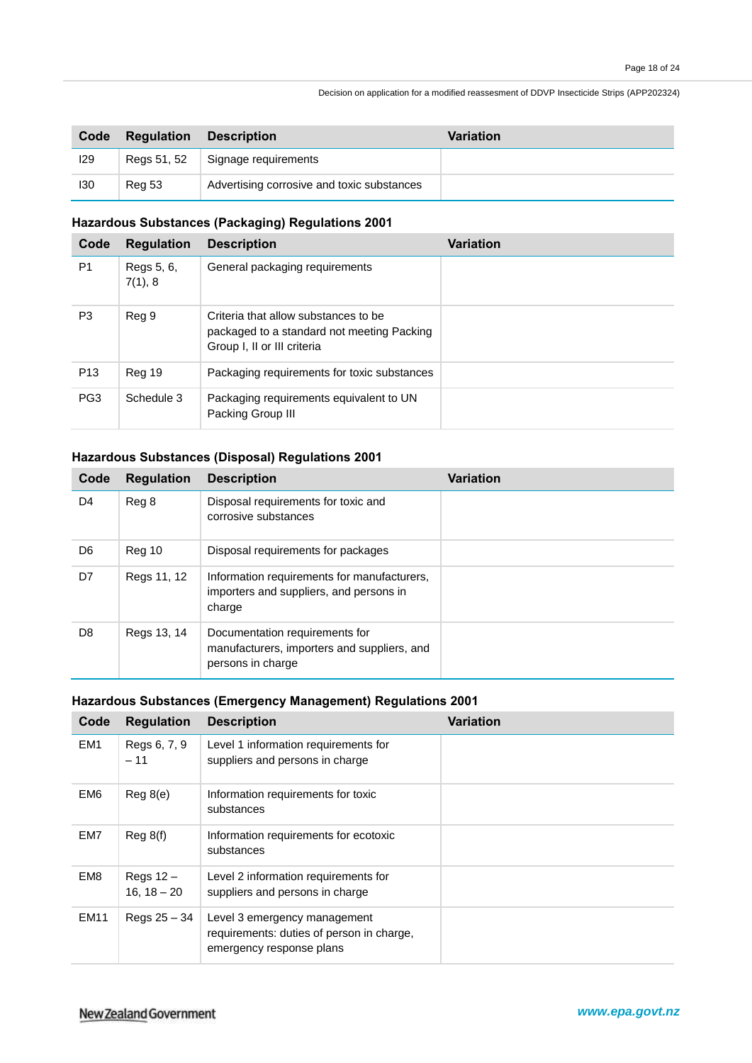| Code | Regulation | Description | Variation |
|---|---|---|---|
| I29 | Regs 51, 52 | Signage requirements | |
| I30 | Reg 53 | Advertising corrosive and toxic substances | |

**Hazardous Substances (Packaging) Regulations 2001**

| Code | Regulation | Description | Variation |
|---|---|---|---|
| P1 | Regs 5, 6, 7(1), 8 | General packaging requirements | |
| P3 | Reg 9 | Criteria that allow substances to be packaged to a standard not meeting Packing Group I, II or III criteria | |
| P13 | Reg 19 | Packaging requirements for toxic substances | |
| PG3 | Schedule 3 | Packaging requirements equivalent to UN Packing Group III | |

**Hazardous Substances (Disposal) Regulations 2001**

| Code | Regulation | Description | Variation |
|---|---|---|---|
| D4 | Reg 8 | Disposal requirements for toxic and corrosive substances | |
| D6 | Reg 10 | Disposal requirements for packages | |
| D7 | Regs 11, 12 | Information requirements for manufacturers, importers and suppliers, and persons in charge | |
| D8 | Regs 13, 14 | Documentation requirements for manufacturers, importers and suppliers, and persons in charge | |

**Hazardous Substances (Emergency Management) Regulations 2001**

| Code | Regulation | Description | Variation |
|---|---|---|---|
| EM1 | Regs 6, 7, 9 – 11 | Level 1 information requirements for suppliers and persons in charge | |
| EM6 | Reg 8(e) | Information requirements for toxic substances | |
| EM7 | Reg 8(f) | Information requirements for ecotoxic substances | |
| EM8 | Regs 12 – 16, 18 – 20 | Level 2 information requirements for suppliers and persons in charge | |
| EM11 | Regs 25 – 34 | Level 3 emergency management requirements: duties of person in charge, emergency response plans | |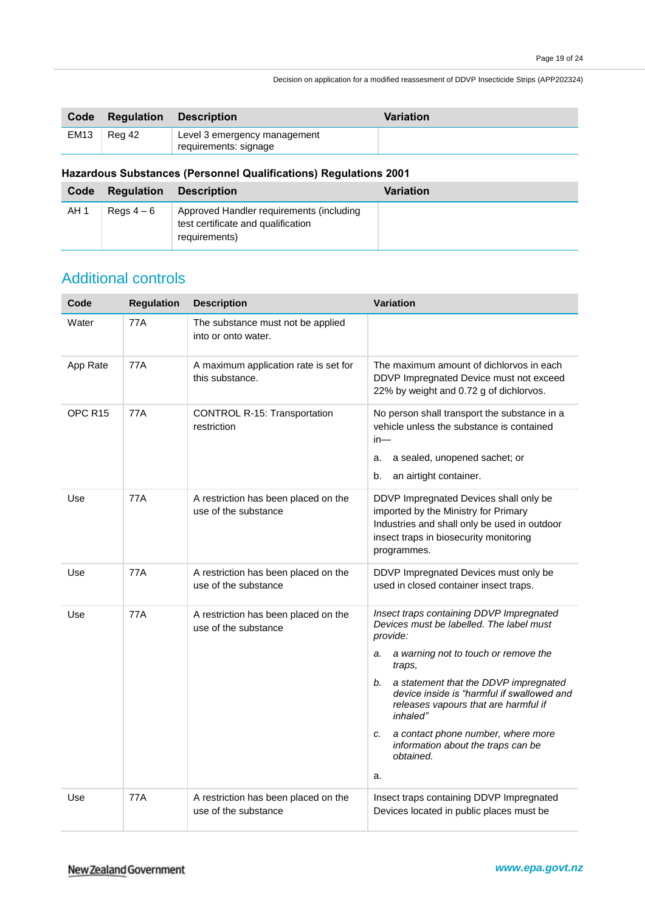| Code | Regulation | Description | Variation |
|---|---|---|---|
| EM13 | Reg 42 | Level 3 emergency management requirements: signage | |

**Hazardous Substances (Personnel Qualifications) Regulations 2001**

| Code | Regulation | Description | Variation |
|---|---|---|---|
| AH 1 | Regs 4 – 6 | Approved Handler requirements (including test certificate and qualification requirements) | |

## Additional controls

| Code | Regulation | Description | Variation |
|---|---|---|---|
| Water | 77A | The substance must not be applied into or onto water. | |
| App Rate | 77A | A maximum application rate is set for this substance. | The maximum amount of dichlorvos in each DDVP Impregnated Device must not exceed 22% by weight and 0.72 g of dichlorvos. |
| OPC R15 | 77A | CONTROL R-15: Transportation restriction | No person shall transport the substance in a vehicle unless the substance is contained in— <br> a. a sealed, unopened sachet; or <br> b. an airtight container. |
| Use | 77A | A restriction has been placed on the use of the substance | DDVP Impregnated Devices shall only be imported by the Ministry for Primary Industries and shall only be used in outdoor insect traps in biosecurity monitoring programmes. |
| Use | 77A | A restriction has been placed on the use of the substance | DDVP Impregnated Devices must only be used in closed container insect traps. |
| Use | 77A | A restriction has been placed on the use of the substance | *Insect traps containing DDVP Impregnated Devices must be labelled. The label must provide:* <br> *a. a warning not to touch or remove the traps,* <br> *b. a statement that the DDVP impregnated device inside is "harmful if swallowed and releases vapours that are harmful if inhaled"* <br> *c. a contact phone number, where more information about the traps can be obtained.* <br> a. |
| Use | 77A | A restriction has been placed on the use of the substance | Insect traps containing DDVP Impregnated Devices located in public places must be |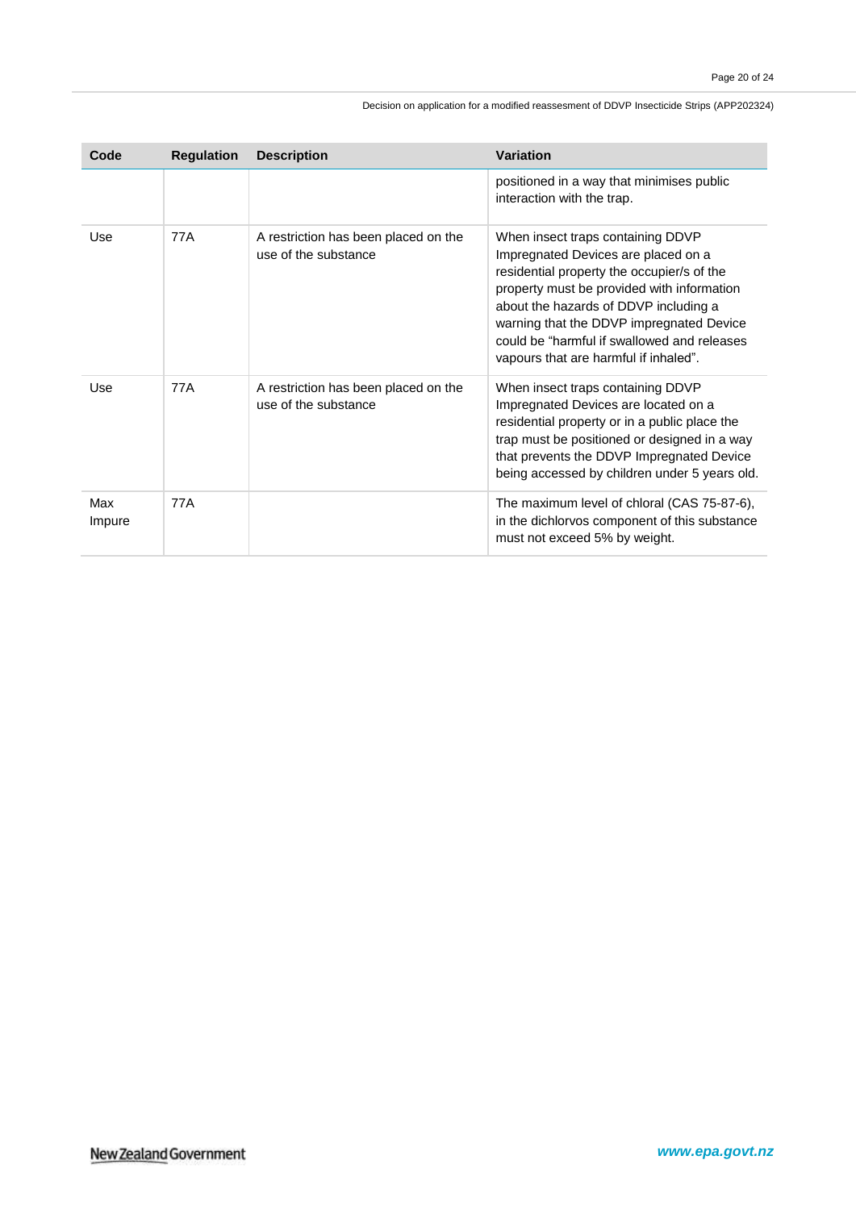| Code | Regulation | Description | Variation |
|---|---|---|---|
| | | | positioned in a way that minimises public interaction with the trap. |
| Use | 77A | A restriction has been placed on the use of the substance | When insect traps containing DDVP Impregnated Devices are placed on a residential property the occupier/s of the property must be provided with information about the hazards of DDVP including a warning that the DDVP impregnated Device could be “harmful if swallowed and releases vapours that are harmful if inhaled”. |
| Use | 77A | A restriction has been placed on the use of the substance | When insect traps containing DDVP Impregnated Devices are located on a residential property or in a public place the trap must be positioned or designed in a way that prevents the DDVP Impregnated Device being accessed by children under 5 years old. |
| Max Impure | 77A | | The maximum level of chloral (CAS 75-87-6), in the dichlorvos component of this substance must not exceed 5% by weight. |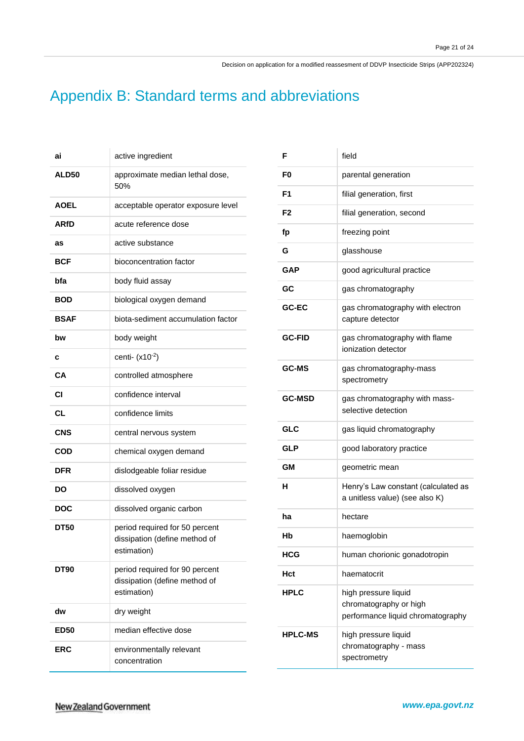# Appendix B: Standard terms and abbreviations

| | |
|---|---|
| **ai** | active ingredient |
| **ALD50** | approximate median lethal dose, 50% |
| **AOEL** | acceptable operator exposure level |
| **ARfD** | acute reference dose |
| **as** | active substance |
| **BCF** | bioconcentration factor |
| **bfa** | body fluid assay |
| **BOD** | biological oxygen demand |
| **BSAF** | biota-sediment accumulation factor |
| **bw** | body weight |
| **c** | centi- (x$10^{-2}$) |
| **CA** | controlled atmosphere |
| **CI** | confidence interval |
| **CL** | confidence limits |
| **CNS** | central nervous system |
| **COD** | chemical oxygen demand |
| **DFR** | dislodgeable foliar residue |
| **DO** | dissolved oxygen |
| **DOC** | dissolved organic carbon |
| **DT50** | period required for 50 percent dissipation (define method of estimation) |
| **DT90** | period required for 90 percent dissipation (define method of estimation) |
| **dw** | dry weight |
| **ED50** | median effective dose |
| **ERC** | environmentally relevant concentration |
| **F** | field |
| **F0** | parental generation |
| **F1** | filial generation, first |
| **F2** | filial generation, second |
| **fp** | freezing point |
| **G** | glasshouse |
| **GAP** | good agricultural practice |
| **GC** | gas chromatography |
| **GC-EC** | gas chromatography with electron capture detector |
| **GC-FID** | gas chromatography with flame ionization detector |
| **GC-MS** | gas chromatography-mass spectrometry |
| **GC-MSD** | gas chromatography with mass-selective detection |
| **GLC** | gas liquid chromatography |
| **GLP** | good laboratory practice |
| **GM** | geometric mean |
| **H** | Henry's Law constant (calculated as a unitless value) (see also K) |
| **ha** | hectare |
| **Hb** | haemoglobin |
| **HCG** | human chorionic gonadotropin |
| **Hct** | haematocrit |
| **HPLC** | high pressure liquid chromatography or high performance liquid chromatography |
| **HPLC-MS** | high pressure liquid chromatography - mass spectrometry |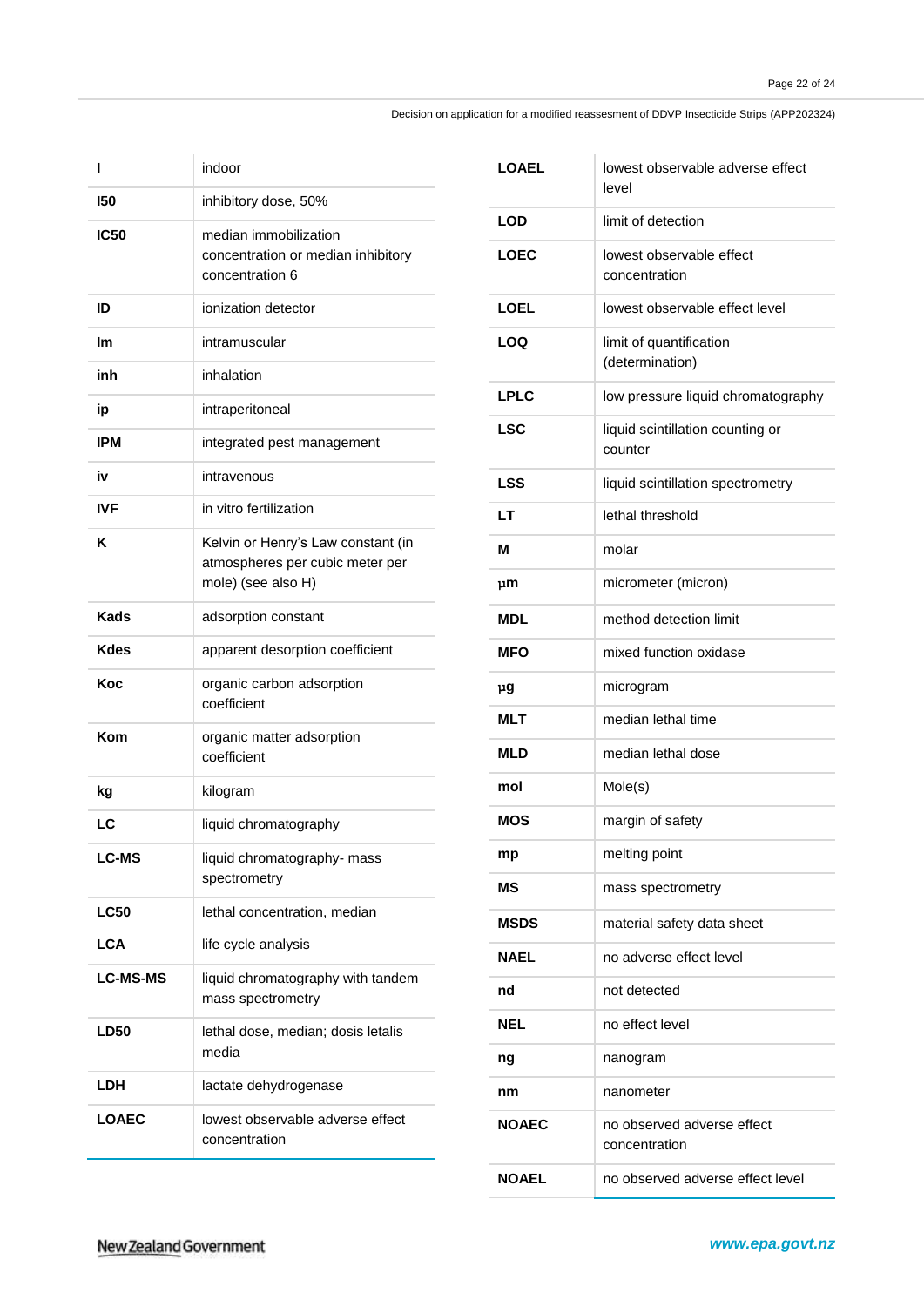| | |
|---|---|
| **I** | indoor |
| **I50** | inhibitory dose, 50% |
| **IC50** | median immobilization concentration or median inhibitory concentration 6 |
| **ID** | ionization detector |
| **Im** | intramuscular |
| **inh** | inhalation |
| **ip** | intraperitoneal |
| **IPM** | integrated pest management |
| **iv** | intravenous |
| **IVF** | in vitro fertilization |
| **K** | Kelvin or Henry's Law constant (in atmospheres per cubic meter per mole) (see also H) |
| **Kads** | adsorption constant |
| **Kdes** | apparent desorption coefficient |
| **Koc** | organic carbon adsorption coefficient |
| **Kom** | organic matter adsorption coefficient |
| **kg** | kilogram |
| **LC** | liquid chromatography |
| **LC-MS** | liquid chromatography- mass spectrometry |
| **LC50** | lethal concentration, median |
| **LCA** | life cycle analysis |
| **LC-MS-MS** | liquid chromatography with tandem mass spectrometry |
| **LD50** | lethal dose, median; dosis letalis media |
| **LDH** | lactate dehydrogenase |
| **LOAEC** | lowest observable adverse effect concentration |
| **LOAEL** | lowest observable adverse effect level |
| **LOD** | limit of detection |
| **LOEC** | lowest observable effect concentration |
| **LOEL** | lowest observable effect level |
| **LOQ** | limit of quantification (determination) |
| **LPLC** | low pressure liquid chromatography |
| **LSC** | liquid scintillation counting or counter |
| **LSS** | liquid scintillation spectrometry |
| **LT** | lethal threshold |
| **M** | molar |
| **µm** | micrometer (micron) |
| **MDL** | method detection limit |
| **MFO** | mixed function oxidase |
| **µg** | microgram |
| **MLT** | median lethal time |
| **MLD** | median lethal dose |
| **mol** | Mole(s) |
| **MOS** | margin of safety |
| **mp** | melting point |
| **MS** | mass spectrometry |
| **MSDS** | material safety data sheet |
| **NAEL** | no adverse effect level |
| **nd** | not detected |
| **NEL** | no effect level |
| **ng** | nanogram |
| **nm** | nanometer |
| **NOAEC** | no observed adverse effect concentration |
| **NOAEL** | no observed adverse effect level |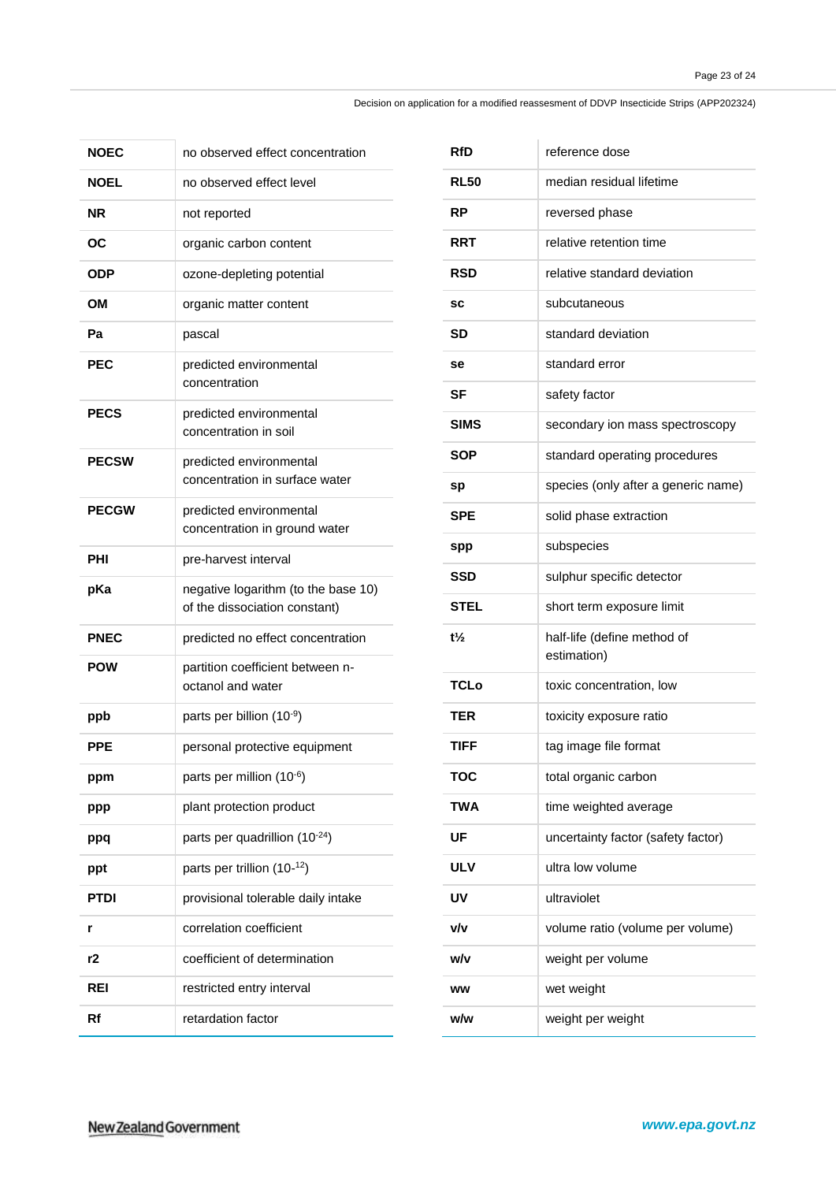| | |
|---|---|
| **NOEC** | no observed effect concentration |
| **NOEL** | no observed effect level |
| **NR** | not reported |
| **OC** | organic carbon content |
| **ODP** | ozone-depleting potential |
| **OM** | organic matter content |
| **Pa** | pascal |
| **PEC** | predicted environmental concentration |
| **PECS** | predicted environmental concentration in soil |
| **PECSW** | predicted environmental concentration in surface water |
| **PECGW** | predicted environmental concentration in ground water |
| **PHI** | pre-harvest interval |
| **pKa** | negative logarithm (to the base 10) of the dissociation constant) |
| **PNEC** | predicted no effect concentration |
| **POW** | partition coefficient between n-octanol and water |
| **ppb** | parts per billion ($10^{-9}$) |
| **PPE** | personal protective equipment |
| **ppm** | parts per million ($10^{-6}$) |
| **ppp** | plant protection product |
| **ppq** | parts per quadrillion ($10^{-24}$) |
| **ppt** | parts per trillion ($10\text{-}^{12}$) |
| **PTDI** | provisional tolerable daily intake |
| **r** | correlation coefficient |
| **r2** | coefficient of determination |
| **REI** | restricted entry interval |
| **Rf** | retardation factor |
| **RfD** | reference dose |
| **RL50** | median residual lifetime |
| **RP** | reversed phase |
| **RRT** | relative retention time |
| **RSD** | relative standard deviation |
| **sc** | subcutaneous |
| **SD** | standard deviation |
| **se** | standard error |
| **SF** | safety factor |
| **SIMS** | secondary ion mass spectroscopy |
| **SOP** | standard operating procedures |
| **sp** | species (only after a generic name) |
| **SPE** | solid phase extraction |
| **spp** | subspecies |
| **SSD** | sulphur specific detector |
| **STEL** | short term exposure limit |
| **t½** | half-life (define method of estimation) |
| **TCLo** | toxic concentration, low |
| **TER** | toxicity exposure ratio |
| **TIFF** | tag image file format |
| **TOC** | total organic carbon |
| **TWA** | time weighted average |
| **UF** | uncertainty factor (safety factor) |
| **ULV** | ultra low volume |
| **UV** | ultraviolet |
| **v/v** | volume ratio (volume per volume) |
| **w/v** | weight per volume |
| **ww** | wet weight |
| **w/w** | weight per weight |